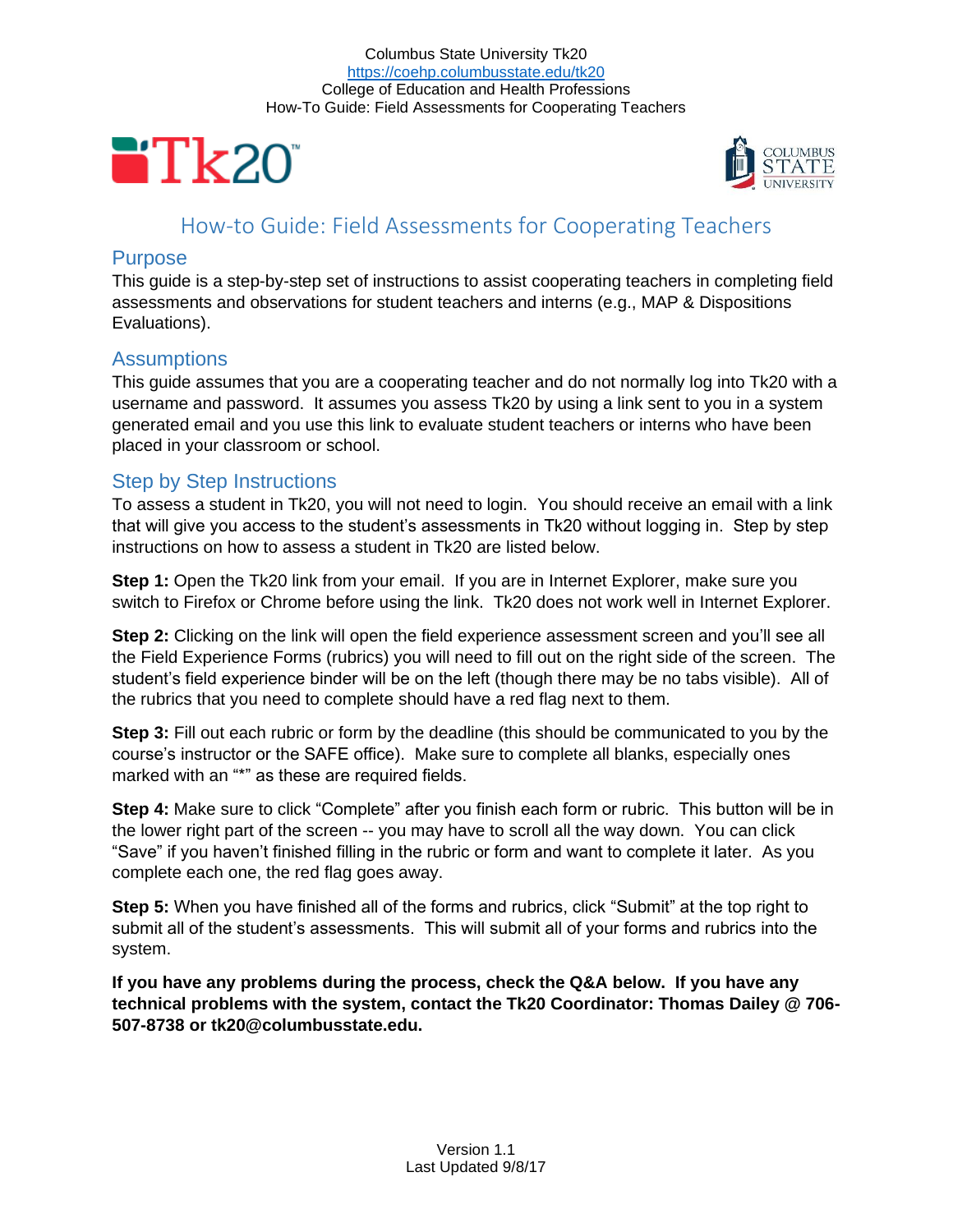Columbus State University Tk20
https://coehp.columbusstate.edu/tk20
College of Education and Health Professions
How-To Guide: Field Assessments for Cooperating Teachers

# How-to Guide: Field Assessments for Cooperating Teachers

## Purpose

This guide is a step-by-step set of instructions to assist cooperating teachers in completing field assessments and observations for student teachers and interns (e.g., MAP & Dispositions Evaluations).

## Assumptions

This guide assumes that you are a cooperating teacher and do not normally log into Tk20 with a username and password. It assumes you assess Tk20 by using a link sent to you in a system generated email and you use this link to evaluate student teachers or interns who have been placed in your classroom or school.

## Step by Step Instructions

To assess a student in Tk20, you will not need to login. You should receive an email with a link that will give you access to the student's assessments in Tk20 without logging in. Step by step instructions on how to assess a student in Tk20 are listed below.

**Step 1:** Open the Tk20 link from your email. If you are in Internet Explorer, make sure you switch to Firefox or Chrome before using the link. Tk20 does not work well in Internet Explorer.

**Step 2:** Clicking on the link will open the field experience assessment screen and you'll see all the Field Experience Forms (rubrics) you will need to fill out on the right side of the screen. The student's field experience binder will be on the left (though there may be no tabs visible). All of the rubrics that you need to complete should have a red flag next to them.

**Step 3:** Fill out each rubric or form by the deadline (this should be communicated to you by the course's instructor or the SAFE office). Make sure to complete all blanks, especially ones marked with an "*" as these are required fields.

**Step 4:** Make sure to click "Complete" after you finish each form or rubric. This button will be in the lower right part of the screen -- you may have to scroll all the way down. You can click "Save" if you haven't finished filling in the rubric or form and want to complete it later. As you complete each one, the red flag goes away.

**Step 5:** When you have finished all of the forms and rubrics, click "Submit" at the top right to submit all of the student's assessments. This will submit all of your forms and rubrics into the system.

**If you have any problems during the process, check the Q&A below. If you have any technical problems with the system, contact the Tk20 Coordinator: Thomas Dailey @ 706-507-8738 or tk20@columbusstate.edu.**

Version 1.1
Last Updated 9/8/17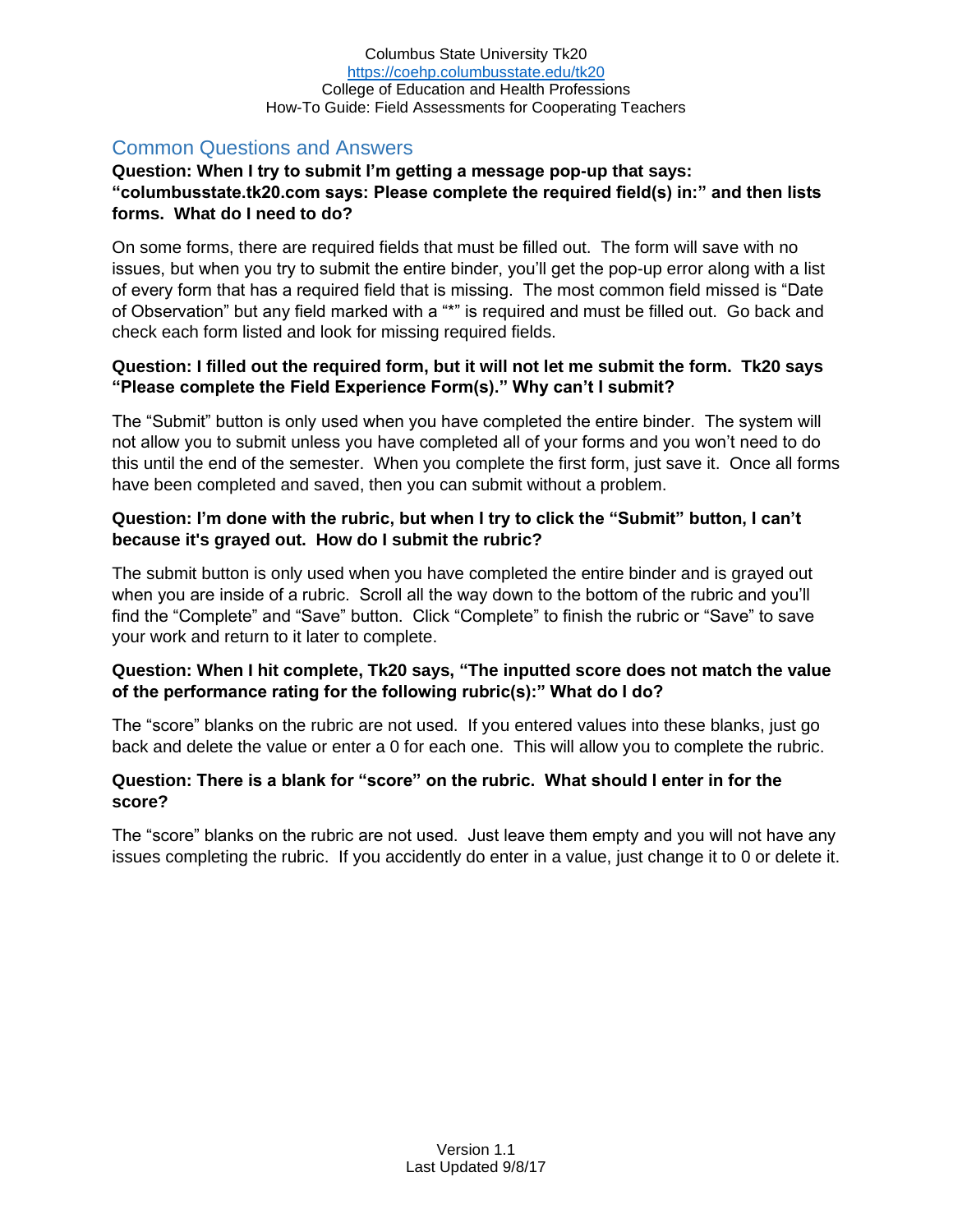## Common Questions and Answers

**Question: When I try to submit I'm getting a message pop-up that says: "columbusstate.tk20.com says: Please complete the required field(s) in:" and then lists forms. What do I need to do?**

On some forms, there are required fields that must be filled out. The form will save with no issues, but when you try to submit the entire binder, you'll get the pop-up error along with a list of every form that has a required field that is missing. The most common field missed is "Date of Observation" but any field marked with a "*" is required and must be filled out. Go back and check each form listed and look for missing required fields.

**Question: I filled out the required form, but it will not let me submit the form. Tk20 says "Please complete the Field Experience Form(s)." Why can't I submit?**

The "Submit" button is only used when you have completed the entire binder. The system will not allow you to submit unless you have completed all of your forms and you won't need to do this until the end of the semester. When you complete the first form, just save it. Once all forms have been completed and saved, then you can submit without a problem.

**Question: I'm done with the rubric, but when I try to click the "Submit" button, I can't because it's grayed out. How do I submit the rubric?**

The submit button is only used when you have completed the entire binder and is grayed out when you are inside of a rubric. Scroll all the way down to the bottom of the rubric and you'll find the "Complete" and "Save" button. Click "Complete" to finish the rubric or "Save" to save your work and return to it later to complete.

**Question: When I hit complete, Tk20 says, "The inputted score does not match the value of the performance rating for the following rubric(s):" What do I do?**

The "score" blanks on the rubric are not used. If you entered values into these blanks, just go back and delete the value or enter a 0 for each one. This will allow you to complete the rubric.

**Question: There is a blank for "score" on the rubric. What should I enter in for the score?**

The "score" blanks on the rubric are not used. Just leave them empty and you will not have any issues completing the rubric. If you accidently do enter in a value, just change it to 0 or delete it.